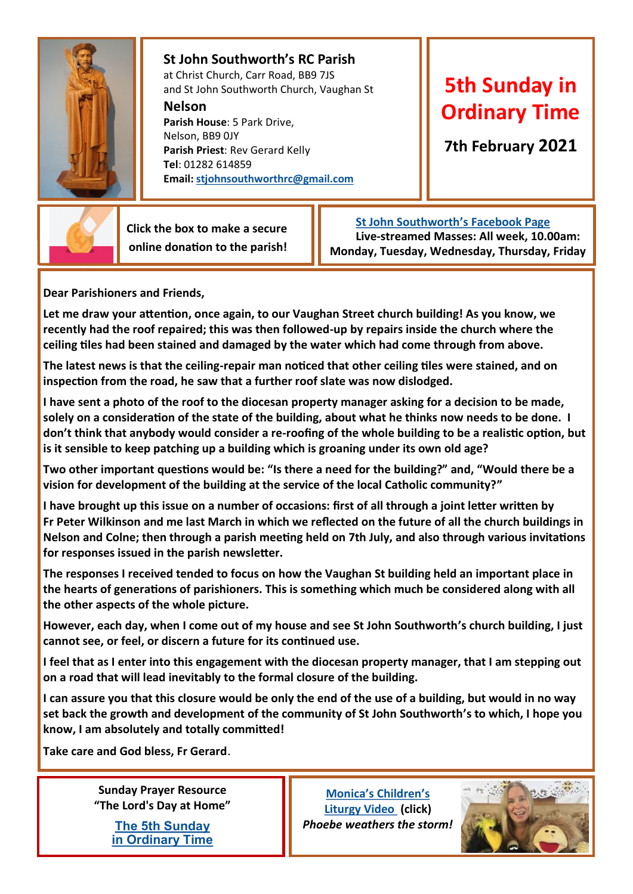# St John Southworth's RC Parish

at Christ Church, Carr Road, BB9 7JS
and St John Southworth Church, Vaughan St

**Nelson**

**Parish House**: 5 Park Drive,
Nelson, BB9 0JY
**Parish Priest**: Rev Gerard Kelly
**Tel**: 01282 614859
**Email:** stjohnsouthworthrc@gmail.com

## 5th Sunday in Ordinary Time

**7th February 2021**

**Click the box to make a secure online donation to the parish!**

**St John Southworth's Facebook Page**
**Live-streamed Masses: All week, 10.00am: Monday, Tuesday, Wednesday, Thursday, Friday**

**Dear Parishioners and Friends,**

**Let me draw your attention, once again, to our Vaughan Street church building! As you know, we recently had the roof repaired; this was then followed-up by repairs inside the church where the ceiling tiles had been stained and damaged by the water which had come through from above.**

**The latest news is that the ceiling-repair man noticed that other ceiling tiles were stained, and on inspection from the road, he saw that a further roof slate was now dislodged.**

**I have sent a photo of the roof to the diocesan property manager asking for a decision to be made, solely on a consideration of the state of the building, about what he thinks now needs to be done. I don't think that anybody would consider a re-roofing of the whole building to be a realistic option, but is it sensible to keep patching up a building which is groaning under its own old age?**

**Two other important questions would be: "Is there a need for the building?" and, "Would there be a vision for development of the building at the service of the local Catholic community?"**

**I have brought up this issue on a number of occasions: first of all through a joint letter written by Fr Peter Wilkinson and me last March in which we reflected on the future of all the church buildings in Nelson and Colne; then through a parish meeting held on 7th July, and also through various invitations for responses issued in the parish newsletter.**

**The responses I received tended to focus on how the Vaughan St building held an important place in the hearts of generations of parishioners. This is something which much be considered along with all the other aspects of the whole picture.**

**However, each day, when I come out of my house and see St John Southworth's church building, I just cannot see, or feel, or discern a future for its continued use.**

**I feel that as I enter into this engagement with the diocesan property manager, that I am stepping out on a road that will lead inevitably to the formal closure of the building.**

**I can assure you that this closure would be only the end of the use of a building, but would in no way set back the growth and development of the community of St John Southworth's to which, I hope you know, I am absolutely and totally committed!**

**Take care and God bless, Fr Gerard**.

**Sunday Prayer Resource**
**"The Lord's Day at Home"**

**The 5th Sunday in Ordinary Time**

**Monica's Children's Liturgy Video** **(click)**
***Phoebe weathers the storm!***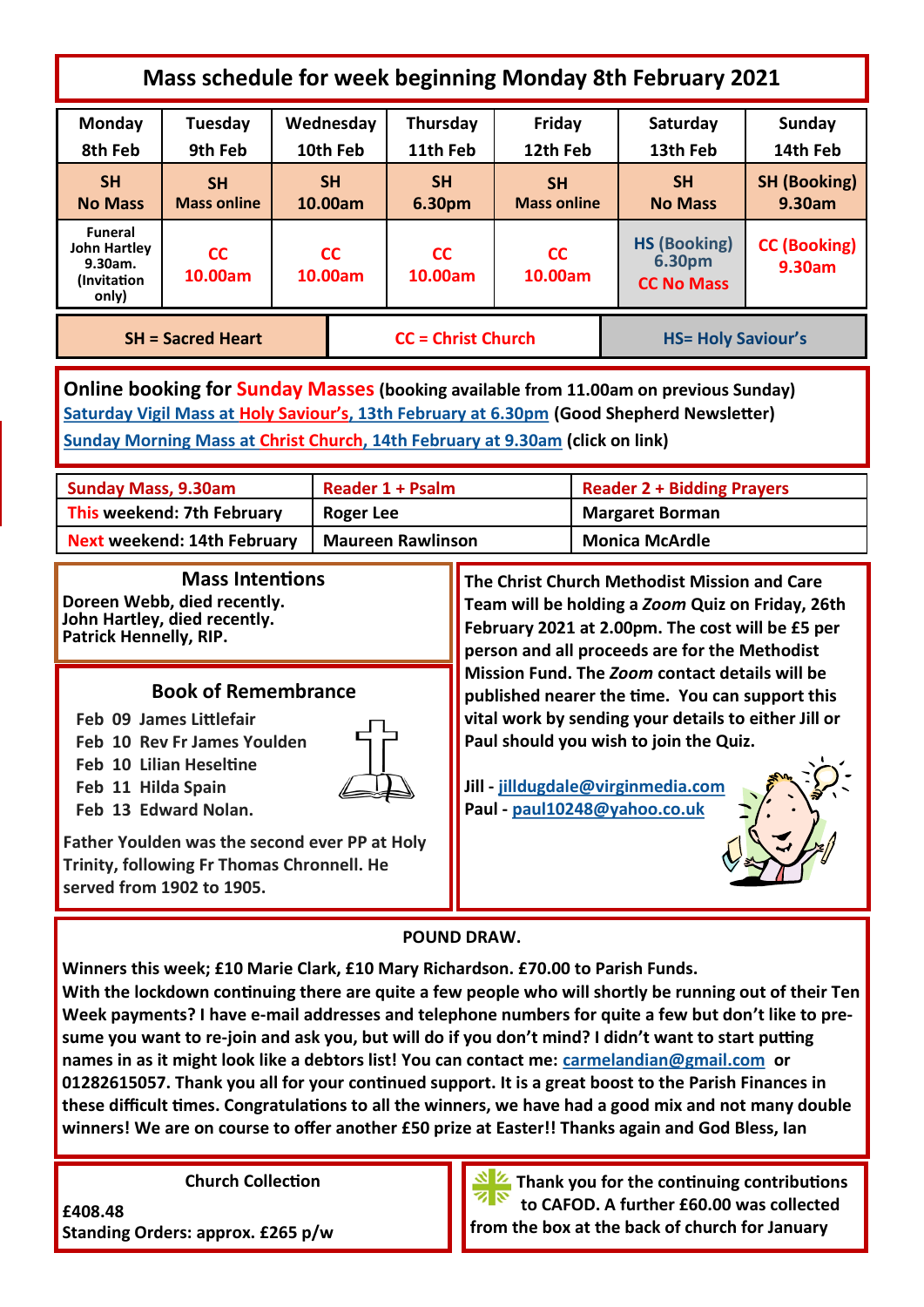## Mass schedule for week beginning Monday 8th February 2021

| Monday 8th Feb | Tuesday 9th Feb | Wednesday 10th Feb | Thursday 11th Feb | Friday 12th Feb | Saturday 13th Feb | Sunday 14th Feb |
|---|---|---|---|---|---|---|
| SH No Mass | SH Mass online | SH 10.00am | SH 6.30pm | SH Mass online | SH No Mass | SH (Booking) 9.30am |
| Funeral John Hartley 9.30am. (Invitation only) | CC 10.00am | CC 10.00am | CC 10.00am | CC 10.00am | HS (Booking) 6.30pm CC No Mass | CC (Booking) 9.30am |

SH = Sacred Heart | CC = Christ Church | HS= Holy Saviour's

**Online booking for Sunday Masses** (booking available from 11.00am on previous Sunday)

**Saturday Vigil Mass at Holy Saviour's, 13th February at 6.30pm** (Good Shepherd Newsletter)

**Sunday Morning Mass at Christ Church, 14th February at 9.30am** (click on link)

| Sunday Mass, 9.30am | Reader 1 + Psalm | Reader 2 + Bidding Prayers |
|---|---|---|
| This weekend: 7th February | Roger Lee | Margaret Borman |
| Next weekend: 14th February | Maureen Rawlinson | Monica McArdle |

### Mass Intentions

Doreen Webb, died recently.
John Hartley, died recently.
Patrick Hennelly, RIP.

### Book of Remembrance

Feb 09 James Littlefair
Feb 10 Rev Fr James Youlden
Feb 10 Lilian Heseltine
Feb 11 Hilda Spain
Feb 13 Edward Nolan.

Father Youlden was the second ever PP at Holy Trinity, following Fr Thomas Chronnell. He served from 1902 to 1905.

The Christ Church Methodist Mission and Care Team will be holding a *Zoom* Quiz on Friday, 26th February 2021 at 2.00pm. The cost will be £5 per person and all proceeds are for the Methodist Mission Fund. The *Zoom* contact details will be published nearer the time. You can support this vital work by sending your details to either Jill or Paul should you wish to join the Quiz.

Jill - jilldugdale@virginmedia.com
Paul - paul10248@yahoo.co.uk

### POUND DRAW.

Winners this week; £10 Marie Clark, £10 Mary Richardson. £70.00 to Parish Funds.
With the lockdown continuing there are quite a few people who will shortly be running out of their Ten Week payments? I have e-mail addresses and telephone numbers for quite a few but don't like to presume you want to re-join and ask you, but will do if you don't mind? I didn't want to start putting names in as it might look like a debtors list! You can contact me: carmelandian@gmail.com or 01282615057. Thank you all for your continued support. It is a great boost to the Parish Finances in these difficult times. Congratulations to all the winners, we have had a good mix and not many double winners! We are on course to offer another £50 prize at Easter!! Thanks again and God Bless, Ian

### Church Collection

£408.48
Standing Orders: approx. £265 p/w

Thank you for the continuing contributions to CAFOD. A further £60.00 was collected from the box at the back of church for January